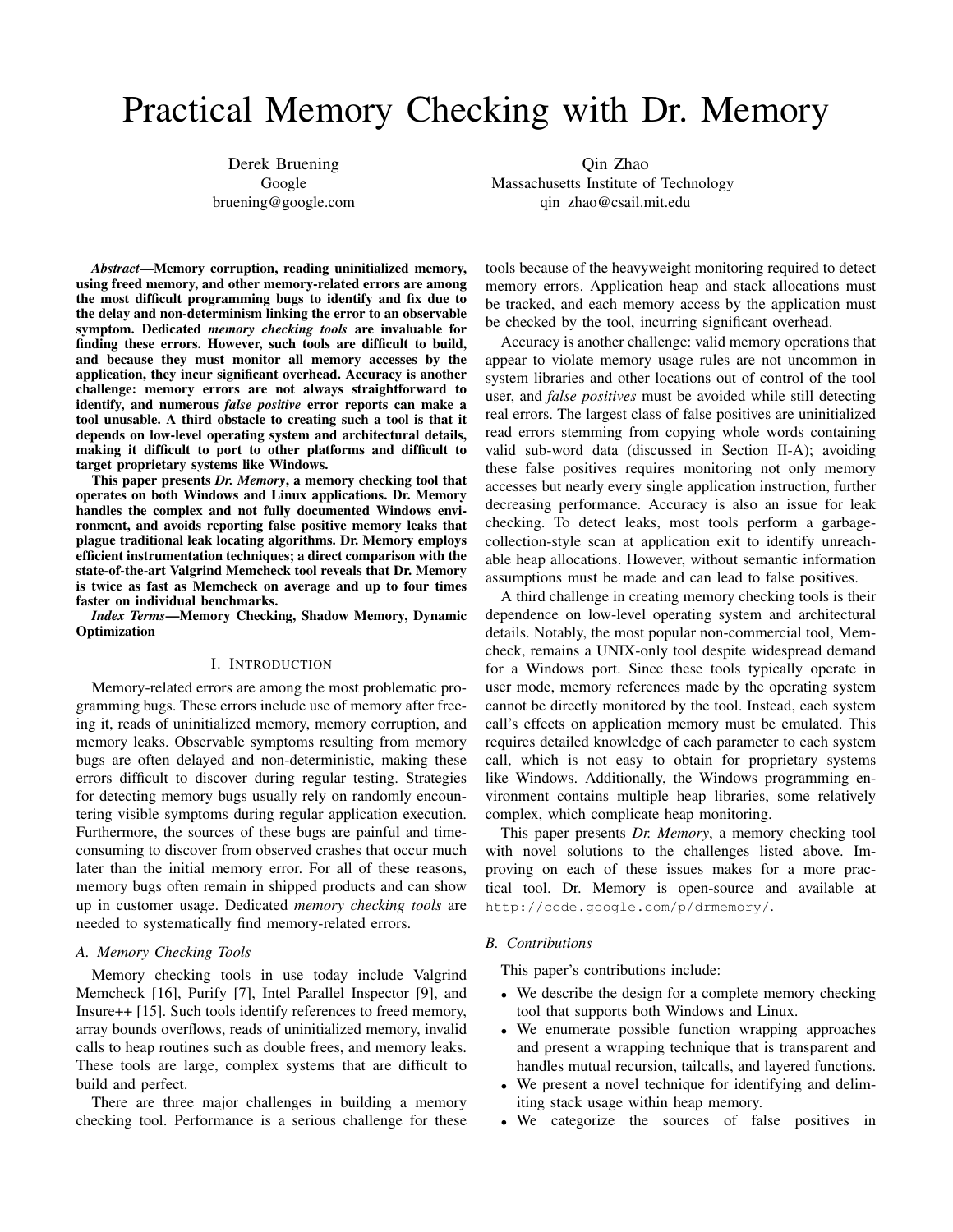# Practical Memory Checking with Dr. Memory

Derek Bruening
Google
bruening@google.com

Qin Zhao
Massachusetts Institute of Technology
qin_zhao@csail.mit.edu

***Abstract*—Memory corruption, reading uninitialized memory, using freed memory, and other memory-related errors are among the most difficult programming bugs to identify and fix due to the delay and non-determinism linking the error to an observable symptom. Dedicated *memory checking tools* are invaluable for finding these errors. However, such tools are difficult to build, and because they must monitor all memory accesses by the application, they incur significant overhead. Accuracy is another challenge: memory errors are not always straightforward to identify, and numerous *false positive* error reports can make a tool unusable. A third obstacle to creating such a tool is that it depends on low-level operating system and architectural details, making it difficult to port to other platforms and difficult to target proprietary systems like Windows.**

**This paper presents *Dr. Memory*, a memory checking tool that operates on both Windows and Linux applications. Dr. Memory handles the complex and not fully documented Windows environment, and avoids reporting false positive memory leaks that plague traditional leak locating algorithms. Dr. Memory employs efficient instrumentation techniques; a direct comparison with the state-of-the-art Valgrind Memcheck tool reveals that Dr. Memory is twice as fast as Memcheck on average and up to four times faster on individual benchmarks.**

***Index Terms*—Memory Checking, Shadow Memory, Dynamic Optimization**

## I. Introduction

Memory-related errors are among the most problematic programming bugs. These errors include use of memory after freeing it, reads of uninitialized memory, memory corruption, and memory leaks. Observable symptoms resulting from memory bugs are often delayed and non-deterministic, making these errors difficult to discover during regular testing. Strategies for detecting memory bugs usually rely on randomly encountering visible symptoms during regular application execution. Furthermore, the sources of these bugs are painful and time-consuming to discover from observed crashes that occur much later than the initial memory error. For all of these reasons, memory bugs often remain in shipped products and can show up in customer usage. Dedicated *memory checking tools* are needed to systematically find memory-related errors.

### A. Memory Checking Tools

Memory checking tools in use today include Valgrind Memcheck [16], Purify [7], Intel Parallel Inspector [9], and Insure++ [15]. Such tools identify references to freed memory, array bounds overflows, reads of uninitialized memory, invalid calls to heap routines such as double frees, and memory leaks. These tools are large, complex systems that are difficult to build and perfect.

There are three major challenges in building a memory checking tool. Performance is a serious challenge for these tools because of the heavyweight monitoring required to detect memory errors. Application heap and stack allocations must be tracked, and each memory access by the application must be checked by the tool, incurring significant overhead.

Accuracy is another challenge: valid memory operations that appear to violate memory usage rules are not uncommon in system libraries and other locations out of control of the tool user, and *false positives* must be avoided while still detecting real errors. The largest class of false positives are uninitialized read errors stemming from copying whole words containing valid sub-word data (discussed in Section II-A); avoiding these false positives requires monitoring not only memory accesses but nearly every single application instruction, further decreasing performance. Accuracy is also an issue for leak checking. To detect leaks, most tools perform a garbage-collection-style scan at application exit to identify unreachable heap allocations. However, without semantic information assumptions must be made and can lead to false positives.

A third challenge in creating memory checking tools is their dependence on low-level operating system and architectural details. Notably, the most popular non-commercial tool, Memcheck, remains a UNIX-only tool despite widespread demand for a Windows port. Since these tools typically operate in user mode, memory references made by the operating system cannot be directly monitored by the tool. Instead, each system call's effects on application memory must be emulated. This requires detailed knowledge of each parameter to each system call, which is not easy to obtain for proprietary systems like Windows. Additionally, the Windows programming environment contains multiple heap libraries, some relatively complex, which complicate heap monitoring.

This paper presents *Dr. Memory*, a memory checking tool with novel solutions to the challenges listed above. Improving on each of these issues makes for a more practical tool. Dr. Memory is open-source and available at `http://code.google.com/p/drmemory/`.

### B. Contributions

This paper's contributions include:

- We describe the design for a complete memory checking tool that supports both Windows and Linux.
- We enumerate possible function wrapping approaches and present a wrapping technique that is transparent and handles mutual recursion, tailcalls, and layered functions.
- We present a novel technique for identifying and delimiting stack usage within heap memory.
- We categorize the sources of false positives in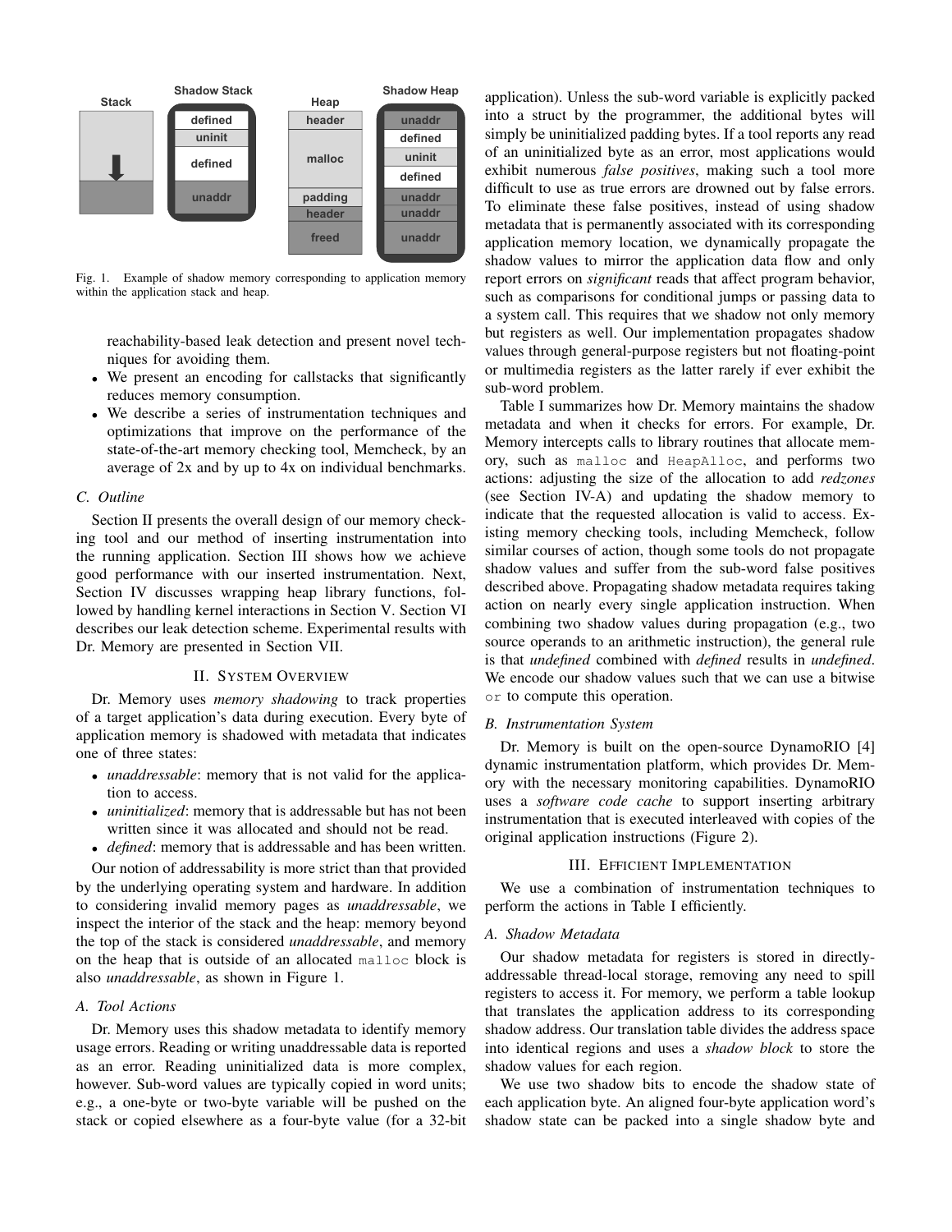Fig. 1. Example of shadow memory corresponding to application memory within the application stack and heap.

- reachability-based leak detection and present novel techniques for avoiding them.
- We present an encoding for callstacks that significantly reduces memory consumption.
- We describe a series of instrumentation techniques and optimizations that improve on the performance of the state-of-the-art memory checking tool, Memcheck, by an average of 2x and by up to 4x on individual benchmarks.

### C. Outline

Section II presents the overall design of our memory checking tool and our method of inserting instrumentation into the running application. Section III shows how we achieve good performance with our inserted instrumentation. Next, Section IV discusses wrapping heap library functions, followed by handling kernel interactions in Section V. Section VI describes our leak detection scheme. Experimental results with Dr. Memory are presented in Section VII.

## II. System Overview

Dr. Memory uses *memory shadowing* to track properties of a target application's data during execution. Every byte of application memory is shadowed with metadata that indicates one of three states:

- *unaddressable*: memory that is not valid for the application to access.
- *uninitialized*: memory that is addressable but has not been written since it was allocated and should not be read.
- *defined*: memory that is addressable and has been written.

Our notion of addressability is more strict than that provided by the underlying operating system and hardware. In addition to considering invalid memory pages as *unaddressable*, we inspect the interior of the stack and the heap: memory beyond the top of the stack is considered *unaddressable*, and memory on the heap that is outside of an allocated `malloc` block is also *unaddressable*, as shown in Figure 1.

### A. Tool Actions

Dr. Memory uses this shadow metadata to identify memory usage errors. Reading or writing unaddressable data is reported as an error. Reading uninitialized data is more complex, however. Sub-word values are typically copied in word units; e.g., a one-byte or two-byte variable will be pushed on the stack or copied elsewhere as a four-byte value (for a 32-bit application). Unless the sub-word variable is explicitly packed into a struct by the programmer, the additional bytes will simply be uninitialized padding bytes. If a tool reports any read of an uninitialized byte as an error, most applications would exhibit numerous *false positives*, making such a tool more difficult to use as true errors are drowned out by false errors. To eliminate these false positives, instead of using shadow metadata that is permanently associated with its corresponding application memory location, we dynamically propagate the shadow values to mirror the application data flow and only report errors on *significant* reads that affect program behavior, such as comparisons for conditional jumps or passing data to a system call. This requires that we shadow not only memory but registers as well. Our implementation propagates shadow values through general-purpose registers but not floating-point or multimedia registers as the latter rarely if ever exhibit the sub-word problem.

Table I summarizes how Dr. Memory maintains the shadow metadata and when it checks for errors. For example, Dr. Memory intercepts calls to library routines that allocate memory, such as `malloc` and `HeapAlloc`, and performs two actions: adjusting the size of the allocation to add *redzones* (see Section IV-A) and updating the shadow memory to indicate that the requested allocation is valid to access. Existing memory checking tools, including Memcheck, follow similar courses of action, though some tools do not propagate shadow values and suffer from the sub-word false positives described above. Propagating shadow metadata requires taking action on nearly every single application instruction. When combining two shadow values during propagation (e.g., two source operands to an arithmetic instruction), the general rule is that *undefined* combined with *defined* results in *undefined*. We encode our shadow values such that we can use a bitwise `or` to compute this operation.

### B. Instrumentation System

Dr. Memory is built on the open-source DynamoRIO [4] dynamic instrumentation platform, which provides Dr. Memory with the necessary monitoring capabilities. DynamoRIO uses a *software code cache* to support inserting arbitrary instrumentation that is executed interleaved with copies of the original application instructions (Figure 2).

## III. Efficient Implementation

We use a combination of instrumentation techniques to perform the actions in Table I efficiently.

### A. Shadow Metadata

Our shadow metadata for registers is stored in directly-addressable thread-local storage, removing any need to spill registers to access it. For memory, we perform a table lookup that translates the application address to its corresponding shadow address. Our translation table divides the address space into identical regions and uses a *shadow block* to store the shadow values for each region.

We use two shadow bits to encode the shadow state of each application byte. An aligned four-byte application word's shadow state can be packed into a single shadow byte and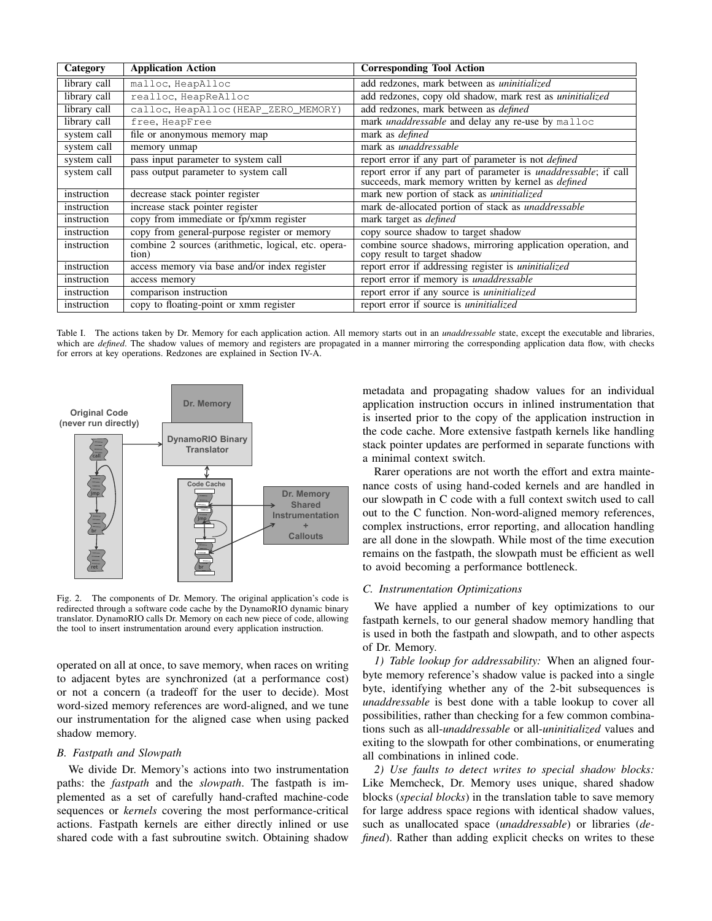| Category | Application Action | Corresponding Tool Action |
|---|---|---|
| library call | `malloc`, `HeapAlloc` | add redzones, mark between as *uninitialized* |
| library call | `realloc`, `HeapReAlloc` | add redzones, copy old shadow, mark rest as *uninitialized* |
| library call | `calloc`, `HeapAlloc(HEAP_ZERO_MEMORY)` | add redzones, mark between as *defined* |
| library call | `free`, `HeapFree` | mark *unaddressable* and delay any re-use by `malloc` |
| system call | file or anonymous memory map | mark as *defined* |
| system call | memory unmap | mark as *unaddressable* |
| system call | pass input parameter to system call | report error if any part of parameter is not *defined* |
| system call | pass output parameter to system call | report error if any part of parameter is *unaddressable*; if call succeeds, mark memory written by kernel as *defined* |
| instruction | decrease stack pointer register | mark new portion of stack as *uninitialized* |
| instruction | increase stack pointer register | mark de-allocated portion of stack as *unaddressable* |
| instruction | copy from immediate or fp/xmm register | mark target as *defined* |
| instruction | copy from general-purpose register or memory | copy source shadow to target shadow |
| instruction | combine 2 sources (arithmetic, logical, etc. operation) | combine source shadows, mirroring application operation, and copy result to target shadow |
| instruction | access memory via base and/or index register | report error if addressing register is *uninitialized* |
| instruction | access memory | report error if memory is *unaddressable* |
| instruction | comparison instruction | report error if any source is *uninitialized* |
| instruction | copy to floating-point or xmm register | report error if source is *uninitialized* |

Table I. The actions taken by Dr. Memory for each application action. All memory starts out in an *unaddressable* state, except the executable and libraries, which are *defined*. The shadow values of memory and registers are propagated in a manner mirroring the corresponding application data flow, with checks for errors at key operations. Redzones are explained in Section IV-A.

Fig. 2. The components of Dr. Memory. The original application's code is redirected through a software code cache by the DynamoRIO dynamic binary translator. DynamoRIO calls Dr. Memory on each new piece of code, allowing the tool to insert instrumentation around every application instruction.

operated on all at once, to save memory, when races on writing to adjacent bytes are synchronized (at a performance cost) or not a concern (a tradeoff for the user to decide). Most word-sized memory references are word-aligned, and we tune our instrumentation for the aligned case when using packed shadow memory.

### B. Fastpath and Slowpath

We divide Dr. Memory's actions into two instrumentation paths: the *fastpath* and the *slowpath*. The fastpath is implemented as a set of carefully hand-crafted machine-code sequences or *kernels* covering the most performance-critical actions. Fastpath kernels are either directly inlined or use shared code with a fast subroutine switch. Obtaining shadow metadata and propagating shadow values for an individual application instruction occurs in inlined instrumentation that is inserted prior to the copy of the application instruction in the code cache. More extensive fastpath kernels like handling stack pointer updates are performed in separate functions with a minimal context switch.

Rarer operations are not worth the effort and extra maintenance costs of using hand-coded kernels and are handled in our slowpath in C code with a full context switch used to call out to the C function. Non-word-aligned memory references, complex instructions, error reporting, and allocation handling are all done in the slowpath. While most of the time execution remains on the fastpath, the slowpath must be efficient as well to avoid becoming a performance bottleneck.

### C. Instrumentation Optimizations

We have applied a number of key optimizations to our fastpath kernels, to our general shadow memory handling that is used in both the fastpath and slowpath, and to other aspects of Dr. Memory.

*1) Table lookup for addressability:* When an aligned four-byte memory reference's shadow value is packed into a single byte, identifying whether any of the 2-bit subsequences is *unaddressable* is best done with a table lookup to cover all possibilities, rather than checking for a few common combinations such as all-*unaddressable* or all-*uninitialized* values and exiting to the slowpath for other combinations, or enumerating all combinations in inlined code.

*2) Use faults to detect writes to special shadow blocks:* Like Memcheck, Dr. Memory uses unique, shared shadow blocks (*special blocks*) in the translation table to save memory for large address space regions with identical shadow values, such as unallocated space (*unaddressable*) or libraries (*defined*). Rather than adding explicit checks on writes to these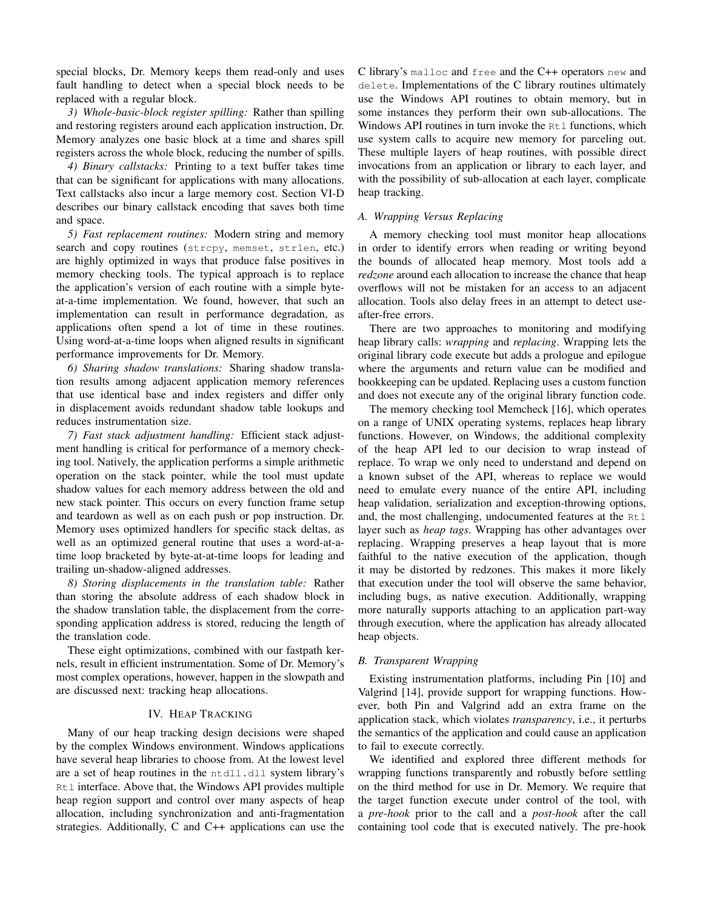special blocks, Dr. Memory keeps them read-only and uses fault handling to detect when a special block needs to be replaced with a regular block.

*3) Whole-basic-block register spilling:* Rather than spilling and restoring registers around each application instruction, Dr. Memory analyzes one basic block at a time and shares spill registers across the whole block, reducing the number of spills.

*4) Binary callstacks:* Printing to a text buffer takes time that can be significant for applications with many allocations. Text callstacks also incur a large memory cost. Section VI-D describes our binary callstack encoding that saves both time and space.

*5) Fast replacement routines:* Modern string and memory search and copy routines (`strcpy`, `memset`, `strlen`, etc.) are highly optimized in ways that produce false positives in memory checking tools. The typical approach is to replace the application's version of each routine with a simple byte-at-a-time implementation. We found, however, that such an implementation can result in performance degradation, as applications often spend a lot of time in these routines. Using word-at-a-time loops when aligned results in significant performance improvements for Dr. Memory.

*6) Sharing shadow translations:* Sharing shadow translation results among adjacent application memory references that use identical base and index registers and differ only in displacement avoids redundant shadow table lookups and reduces instrumentation size.

*7) Fast stack adjustment handling:* Efficient stack adjustment handling is critical for performance of a memory checking tool. Natively, the application performs a simple arithmetic operation on the stack pointer, while the tool must update shadow values for each memory address between the old and new stack pointer. This occurs on every function frame setup and teardown as well as on each push or pop instruction. Dr. Memory uses optimized handlers for specific stack deltas, as well as an optimized general routine that uses a word-at-a-time loop bracketed by byte-at-at-time loops for leading and trailing un-shadow-aligned addresses.

*8) Storing displacements in the translation table:* Rather than storing the absolute address of each shadow block in the shadow translation table, the displacement from the corresponding application address is stored, reducing the length of the translation code.

These eight optimizations, combined with our fastpath kernels, result in efficient instrumentation. Some of Dr. Memory's most complex operations, however, happen in the slowpath and are discussed next: tracking heap allocations.

## IV. Heap Tracking

Many of our heap tracking design decisions were shaped by the complex Windows environment. Windows applications have several heap libraries to choose from. At the lowest level are a set of heap routines in the `ntdll.dll` system library's `Rtl` interface. Above that, the Windows API provides multiple heap region support and control over many aspects of heap allocation, including synchronization and anti-fragmentation strategies. Additionally, C and C++ applications can use the C library's `malloc` and `free` and the C++ operators `new` and `delete`. Implementations of the C library routines ultimately use the Windows API routines to obtain memory, but in some instances they perform their own sub-allocations. The Windows API routines in turn invoke the `Rtl` functions, which use system calls to acquire new memory for parceling out. These multiple layers of heap routines, with possible direct invocations from an application or library to each layer, and with the possibility of sub-allocation at each layer, complicate heap tracking.

### A. Wrapping Versus Replacing

A memory checking tool must monitor heap allocations in order to identify errors when reading or writing beyond the bounds of allocated heap memory. Most tools add a *redzone* around each allocation to increase the chance that heap overflows will not be mistaken for an access to an adjacent allocation. Tools also delay frees in an attempt to detect use-after-free errors.

There are two approaches to monitoring and modifying heap library calls: *wrapping* and *replacing*. Wrapping lets the original library code execute but adds a prologue and epilogue where the arguments and return value can be modified and bookkeeping can be updated. Replacing uses a custom function and does not execute any of the original library function code.

The memory checking tool Memcheck [16], which operates on a range of UNIX operating systems, replaces heap library functions. However, on Windows, the additional complexity of the heap API led to our decision to wrap instead of replace. To wrap we only need to understand and depend on a known subset of the API, whereas to replace we would need to emulate every nuance of the entire API, including heap validation, serialization and exception-throwing options, and, the most challenging, undocumented features at the `Rtl` layer such as *heap tags*. Wrapping has other advantages over replacing. Wrapping preserves a heap layout that is more faithful to the native execution of the application, though it may be distorted by redzones. This makes it more likely that execution under the tool will observe the same behavior, including bugs, as native execution. Additionally, wrapping more naturally supports attaching to an application part-way through execution, where the application has already allocated heap objects.

### B. Transparent Wrapping

Existing instrumentation platforms, including Pin [10] and Valgrind [14], provide support for wrapping functions. However, both Pin and Valgrind add an extra frame on the application stack, which violates *transparency*, i.e., it perturbs the semantics of the application and could cause an application to fail to execute correctly.

We identified and explored three different methods for wrapping functions transparently and robustly before settling on the third method for use in Dr. Memory. We require that the target function execute under control of the tool, with a *pre-hook* prior to the call and a *post-hook* after the call containing tool code that is executed natively. The pre-hook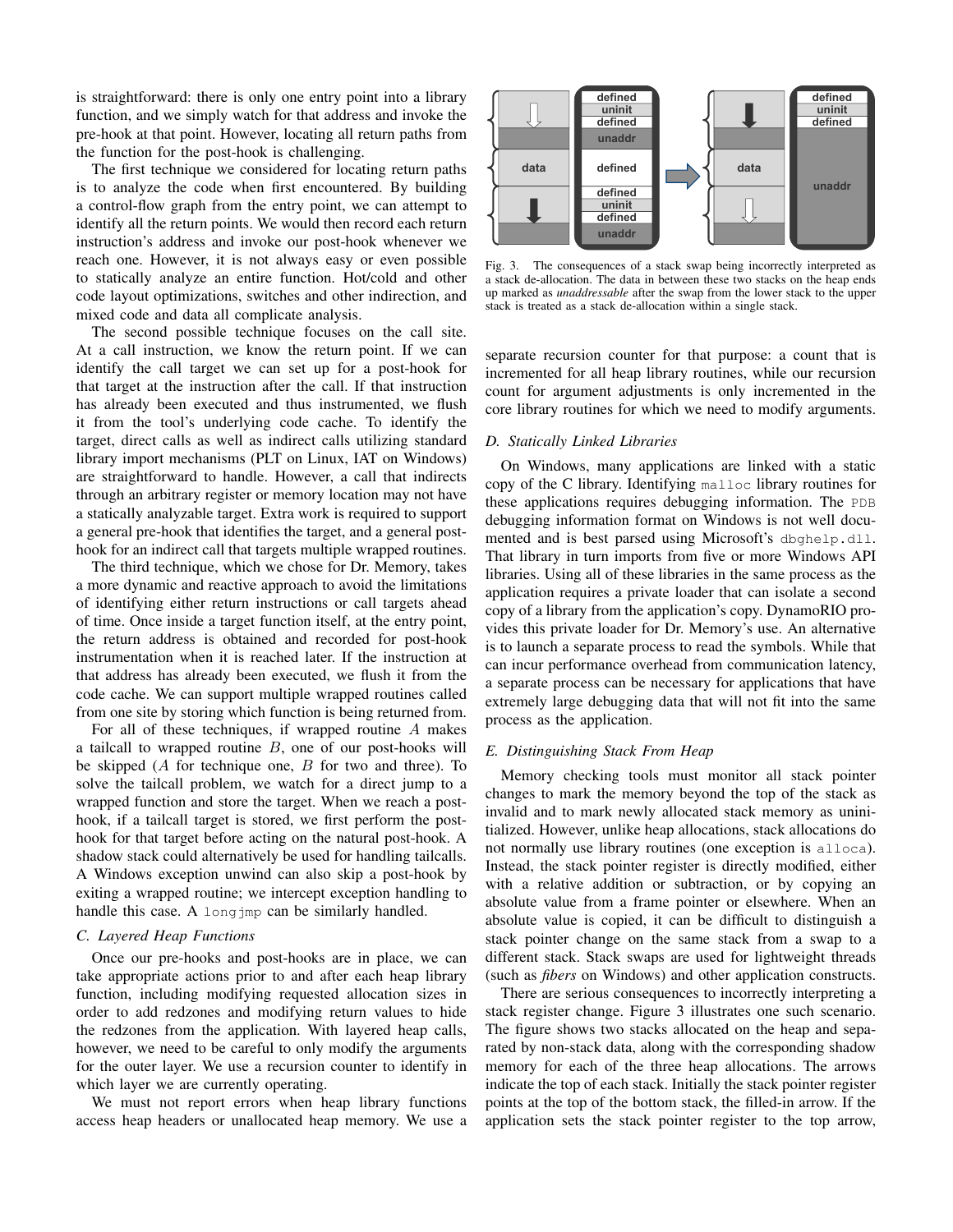is straightforward: there is only one entry point into a library function, and we simply watch for that address and invoke the pre-hook at that point. However, locating all return paths from the function for the post-hook is challenging.

The first technique we considered for locating return paths is to analyze the code when first encountered. By building a control-flow graph from the entry point, we can attempt to identify all the return points. We would then record each return instruction's address and invoke our post-hook whenever we reach one. However, it is not always easy or even possible to statically analyze an entire function. Hot/cold and other code layout optimizations, switches and other indirection, and mixed code and data all complicate analysis.

The second possible technique focuses on the call site. At a call instruction, we know the return point. If we can identify the call target we can set up for a post-hook for that target at the instruction after the call. If that instruction has already been executed and thus instrumented, we flush it from the tool's underlying code cache. To identify the target, direct calls as well as indirect calls utilizing standard library import mechanisms (PLT on Linux, IAT on Windows) are straightforward to handle. However, a call that indirects through an arbitrary register or memory location may not have a statically analyzable target. Extra work is required to support a general pre-hook that identifies the target, and a general post-hook for an indirect call that targets multiple wrapped routines.

The third technique, which we chose for Dr. Memory, takes a more dynamic and reactive approach to avoid the limitations of identifying either return instructions or call targets ahead of time. Once inside a target function itself, at the entry point, the return address is obtained and recorded for post-hook instrumentation when it is reached later. If the instruction at that address has already been executed, we flush it from the code cache. We can support multiple wrapped routines called from one site by storing which function is being returned from.

For all of these techniques, if wrapped routine $A$ makes a tailcall to wrapped routine $B$, one of our post-hooks will be skipped ($A$ for technique one, $B$ for two and three). To solve the tailcall problem, we watch for a direct jump to a wrapped function and store the target. When we reach a post-hook, if a tailcall target is stored, we first perform the post-hook for that target before acting on the natural post-hook. A shadow stack could alternatively be used for handling tailcalls. A Windows exception unwind can also skip a post-hook by exiting a wrapped routine; we intercept exception handling to handle this case. A `longjmp` can be similarly handled.

### C. Layered Heap Functions

Once our pre-hooks and post-hooks are in place, we can take appropriate actions prior to and after each heap library function, including modifying requested allocation sizes in order to add redzones and modifying return values to hide the redzones from the application. With layered heap calls, however, we need to be careful to only modify the arguments for the outer layer. We use a recursion counter to identify in which layer we are currently operating.

We must not report errors when heap library functions access heap headers or unallocated heap memory. We use a separate recursion counter for that purpose: a count that is incremented for all heap library routines, while our recursion count for argument adjustments is only incremented in the core library routines for which we need to modify arguments.

Fig. 3. The consequences of a stack swap being incorrectly interpreted as a stack de-allocation. The data in between these two stacks on the heap ends up marked as *unaddressable* after the swap from the lower stack to the upper stack is treated as a stack de-allocation within a single stack.

### D. Statically Linked Libraries

On Windows, many applications are linked with a static copy of the C library. Identifying `malloc` library routines for these applications requires debugging information. The `PDB` debugging information format on Windows is not well documented and is best parsed using Microsoft's `dbghelp.dll`. That library in turn imports from five or more Windows API libraries. Using all of these libraries in the same process as the application requires a private loader that can isolate a second copy of a library from the application's copy. DynamoRIO provides this private loader for Dr. Memory's use. An alternative is to launch a separate process to read the symbols. While that can incur performance overhead from communication latency, a separate process can be necessary for applications that have extremely large debugging data that will not fit into the same process as the application.

### E. Distinguishing Stack From Heap

Memory checking tools must monitor all stack pointer changes to mark the memory beyond the top of the stack as invalid and to mark newly allocated stack memory as uninitialized. However, unlike heap allocations, stack allocations do not normally use library routines (one exception is `alloca`). Instead, the stack pointer register is directly modified, either with a relative addition or subtraction, or by copying an absolute value from a frame pointer or elsewhere. When an absolute value is copied, it can be difficult to distinguish a stack pointer change on the same stack from a swap to a different stack. Stack swaps are used for lightweight threads (such as *fibers* on Windows) and other application constructs.

There are serious consequences to incorrectly interpreting a stack register change. Figure 3 illustrates one such scenario. The figure shows two stacks allocated on the heap and separated by non-stack data, along with the corresponding shadow memory for each of the three heap allocations. The arrows indicate the top of each stack. Initially the stack pointer register points at the top of the bottom stack, the filled-in arrow. If the application sets the stack pointer register to the top arrow,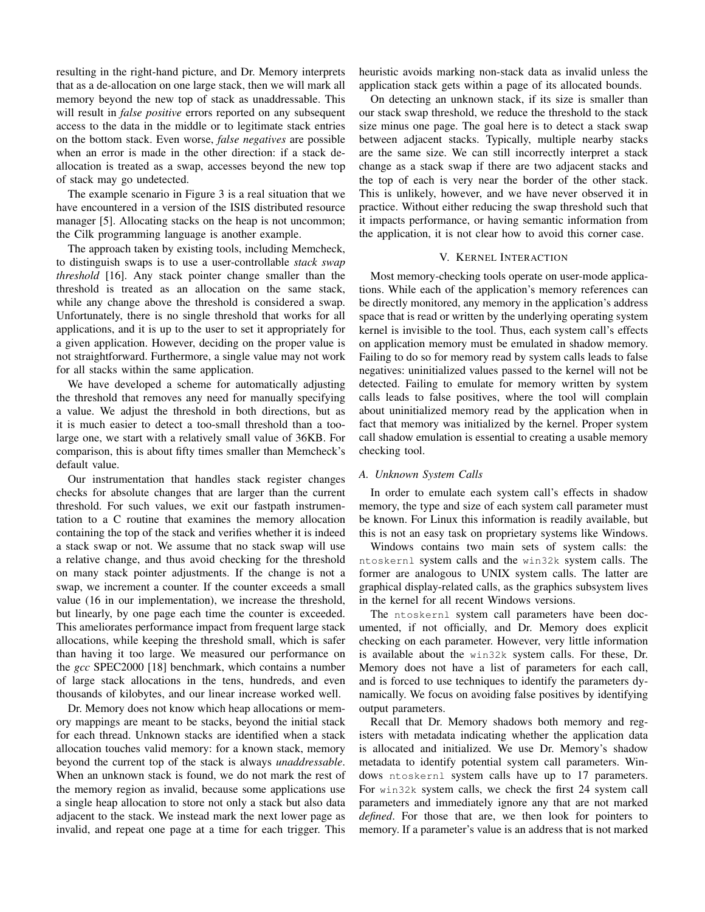resulting in the right-hand picture, and Dr. Memory interprets that as a de-allocation on one large stack, then we will mark all memory beyond the new top of stack as unaddressable. This will result in *false positive* errors reported on any subsequent access to the data in the middle or to legitimate stack entries on the bottom stack. Even worse, *false negatives* are possible when an error is made in the other direction: if a stack de-allocation is treated as a swap, accesses beyond the new top of stack may go undetected.

The example scenario in Figure 3 is a real situation that we have encountered in a version of the ISIS distributed resource manager [5]. Allocating stacks on the heap is not uncommon; the Cilk programming language is another example.

The approach taken by existing tools, including Memcheck, to distinguish swaps is to use a user-controllable *stack swap threshold* [16]. Any stack pointer change smaller than the threshold is treated as an allocation on the same stack, while any change above the threshold is considered a swap. Unfortunately, there is no single threshold that works for all applications, and it is up to the user to set it appropriately for a given application. However, deciding on the proper value is not straightforward. Furthermore, a single value may not work for all stacks within the same application.

We have developed a scheme for automatically adjusting the threshold that removes any need for manually specifying a value. We adjust the threshold in both directions, but as it is much easier to detect a too-small threshold than a too-large one, we start with a relatively small value of 36KB. For comparison, this is about fifty times smaller than Memcheck's default value.

Our instrumentation that handles stack register changes checks for absolute changes that are larger than the current threshold. For such values, we exit our fastpath instrumentation to a C routine that examines the memory allocation containing the top of the stack and verifies whether it is indeed a stack swap or not. We assume that no stack swap will use a relative change, and thus avoid checking for the threshold on many stack pointer adjustments. If the change is not a swap, we increment a counter. If the counter exceeds a small value (16 in our implementation), we increase the threshold, but linearly, by one page each time the counter is exceeded. This ameliorates performance impact from frequent large stack allocations, while keeping the threshold small, which is safer than having it too large. We measured our performance on the *gcc* SPEC2000 [18] benchmark, which contains a number of large stack allocations in the tens, hundreds, and even thousands of kilobytes, and our linear increase worked well.

Dr. Memory does not know which heap allocations or memory mappings are meant to be stacks, beyond the initial stack for each thread. Unknown stacks are identified when a stack allocation touches valid memory: for a known stack, memory beyond the current top of the stack is always *unaddressable*. When an unknown stack is found, we do not mark the rest of the memory region as invalid, because some applications use a single heap allocation to store not only a stack but also data adjacent to the stack. We instead mark the next lower page as invalid, and repeat one page at a time for each trigger. This heuristic avoids marking non-stack data as invalid unless the application stack gets within a page of its allocated bounds.

On detecting an unknown stack, if its size is smaller than our stack swap threshold, we reduce the threshold to the stack size minus one page. The goal here is to detect a stack swap between adjacent stacks. Typically, multiple nearby stacks are the same size. We can still incorrectly interpret a stack change as a stack swap if there are two adjacent stacks and the top of each is very near the border of the other stack. This is unlikely, however, and we have never observed it in practice. Without either reducing the swap threshold such that it impacts performance, or having semantic information from the application, it is not clear how to avoid this corner case.

## V. Kernel Interaction

Most memory-checking tools operate on user-mode applications. While each of the application's memory references can be directly monitored, any memory in the application's address space that is read or written by the underlying operating system kernel is invisible to the tool. Thus, each system call's effects on application memory must be emulated in shadow memory. Failing to do so for memory read by system calls leads to false negatives: uninitialized values passed to the kernel will not be detected. Failing to emulate for memory written by system calls leads to false positives, where the tool will complain about uninitialized memory read by the application when in fact that memory was initialized by the kernel. Proper system call shadow emulation is essential to creating a usable memory checking tool.

### A. Unknown System Calls

In order to emulate each system call's effects in shadow memory, the type and size of each system call parameter must be known. For Linux this information is readily available, but this is not an easy task on proprietary systems like Windows.

Windows contains two main sets of system calls: the `ntoskernl` system calls and the `win32k` system calls. The former are analogous to UNIX system calls. The latter are graphical display-related calls, as the graphics subsystem lives in the kernel for all recent Windows versions.

The `ntoskernl` system call parameters have been documented, if not officially, and Dr. Memory does explicit checking on each parameter. However, very little information is available about the `win32k` system calls. For these, Dr. Memory does not have a list of parameters for each call, and is forced to use techniques to identify the parameters dynamically. We focus on avoiding false positives by identifying output parameters.

Recall that Dr. Memory shadows both memory and registers with metadata indicating whether the application data is allocated and initialized. We use Dr. Memory's shadow metadata to identify potential system call parameters. Windows `ntoskernl` system calls have up to 17 parameters. For `win32k` system calls, we check the first 24 system call parameters and immediately ignore any that are not marked *defined*. For those that are, we then look for pointers to memory. If a parameter's value is an address that is not marked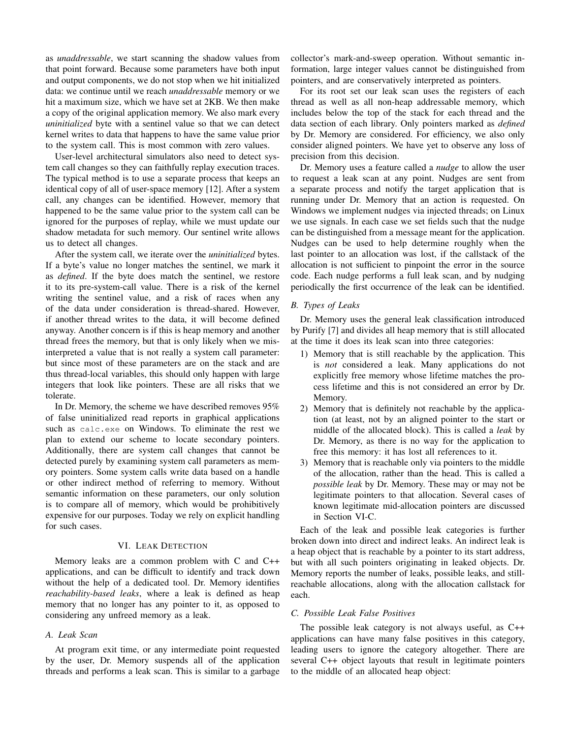as *unaddressable*, we start scanning the shadow values from that point forward. Because some parameters have both input and output components, we do not stop when we hit initialized data: we continue until we reach *unaddressable* memory or we hit a maximum size, which we have set at 2KB. We then make a copy of the original application memory. We also mark every *uninitialized* byte with a sentinel value so that we can detect kernel writes to data that happens to have the same value prior to the system call. This is most common with zero values.

User-level architectural simulators also need to detect system call changes so they can faithfully replay execution traces. The typical method is to use a separate process that keeps an identical copy of all of user-space memory [12]. After a system call, any changes can be identified. However, memory that happened to be the same value prior to the system call can be ignored for the purposes of replay, while we must update our shadow metadata for such memory. Our sentinel write allows us to detect all changes.

After the system call, we iterate over the *uninitialized* bytes. If a byte's value no longer matches the sentinel, we mark it as *defined*. If the byte does match the sentinel, we restore it to its pre-system-call value. There is a risk of the kernel writing the sentinel value, and a risk of races when any of the data under consideration is thread-shared. However, if another thread writes to the data, it will become defined anyway. Another concern is if this is heap memory and another thread frees the memory, but that is only likely when we misinterpreted a value that is not really a system call parameter: but since most of these parameters are on the stack and are thus thread-local variables, this should only happen with large integers that look like pointers. These are all risks that we tolerate.

In Dr. Memory, the scheme we have described removes 95% of false uninitialized read reports in graphical applications such as `calc.exe` on Windows. To eliminate the rest we plan to extend our scheme to locate secondary pointers. Additionally, there are system call changes that cannot be detected purely by examining system call parameters as memory pointers. Some system calls write data based on a handle or other indirect method of referring to memory. Without semantic information on these parameters, our only solution is to compare all of memory, which would be prohibitively expensive for our purposes. Today we rely on explicit handling for such cases.

## VI. Leak Detection

Memory leaks are a common problem with C and C++ applications, and can be difficult to identify and track down without the help of a dedicated tool. Dr. Memory identifies *reachability-based leaks*, where a leak is defined as heap memory that no longer has any pointer to it, as opposed to considering any unfreed memory as a leak.

### A. Leak Scan

At program exit time, or any intermediate point requested by the user, Dr. Memory suspends all of the application threads and performs a leak scan. This is similar to a garbage collector's mark-and-sweep operation. Without semantic information, large integer values cannot be distinguished from pointers, and are conservatively interpreted as pointers.

For its root set our leak scan uses the registers of each thread as well as all non-heap addressable memory, which includes below the top of the stack for each thread and the data section of each library. Only pointers marked as *defined* by Dr. Memory are considered. For efficiency, we also only consider aligned pointers. We have yet to observe any loss of precision from this decision.

Dr. Memory uses a feature called a *nudge* to allow the user to request a leak scan at any point. Nudges are sent from a separate process and notify the target application that is running under Dr. Memory that an action is requested. On Windows we implement nudges via injected threads; on Linux we use signals. In each case we set fields such that the nudge can be distinguished from a message meant for the application. Nudges can be used to help determine roughly when the last pointer to an allocation was lost, if the callstack of the allocation is not sufficient to pinpoint the error in the source code. Each nudge performs a full leak scan, and by nudging periodically the first occurrence of the leak can be identified.

### B. Types of Leaks

Dr. Memory uses the general leak classification introduced by Purify [7] and divides all heap memory that is still allocated at the time it does its leak scan into three categories:

1) Memory that is still reachable by the application. This is *not* considered a leak. Many applications do not explicitly free memory whose lifetime matches the process lifetime and this is not considered an error by Dr. Memory.
2) Memory that is definitely not reachable by the application (at least, not by an aligned pointer to the start or middle of the allocated block). This is called a *leak* by Dr. Memory, as there is no way for the application to free this memory: it has lost all references to it.
3) Memory that is reachable only via pointers to the middle of the allocation, rather than the head. This is called a *possible leak* by Dr. Memory. These may or may not be legitimate pointers to that allocation. Several cases of known legitimate mid-allocation pointers are discussed in Section VI-C.

Each of the leak and possible leak categories is further broken down into direct and indirect leaks. An indirect leak is a heap object that is reachable by a pointer to its start address, but with all such pointers originating in leaked objects. Dr. Memory reports the number of leaks, possible leaks, and still-reachable allocations, along with the allocation callstack for each.

### C. Possible Leak False Positives

The possible leak category is not always useful, as C++ applications can have many false positives in this category, leading users to ignore the category altogether. There are several C++ object layouts that result in legitimate pointers to the middle of an allocated heap object: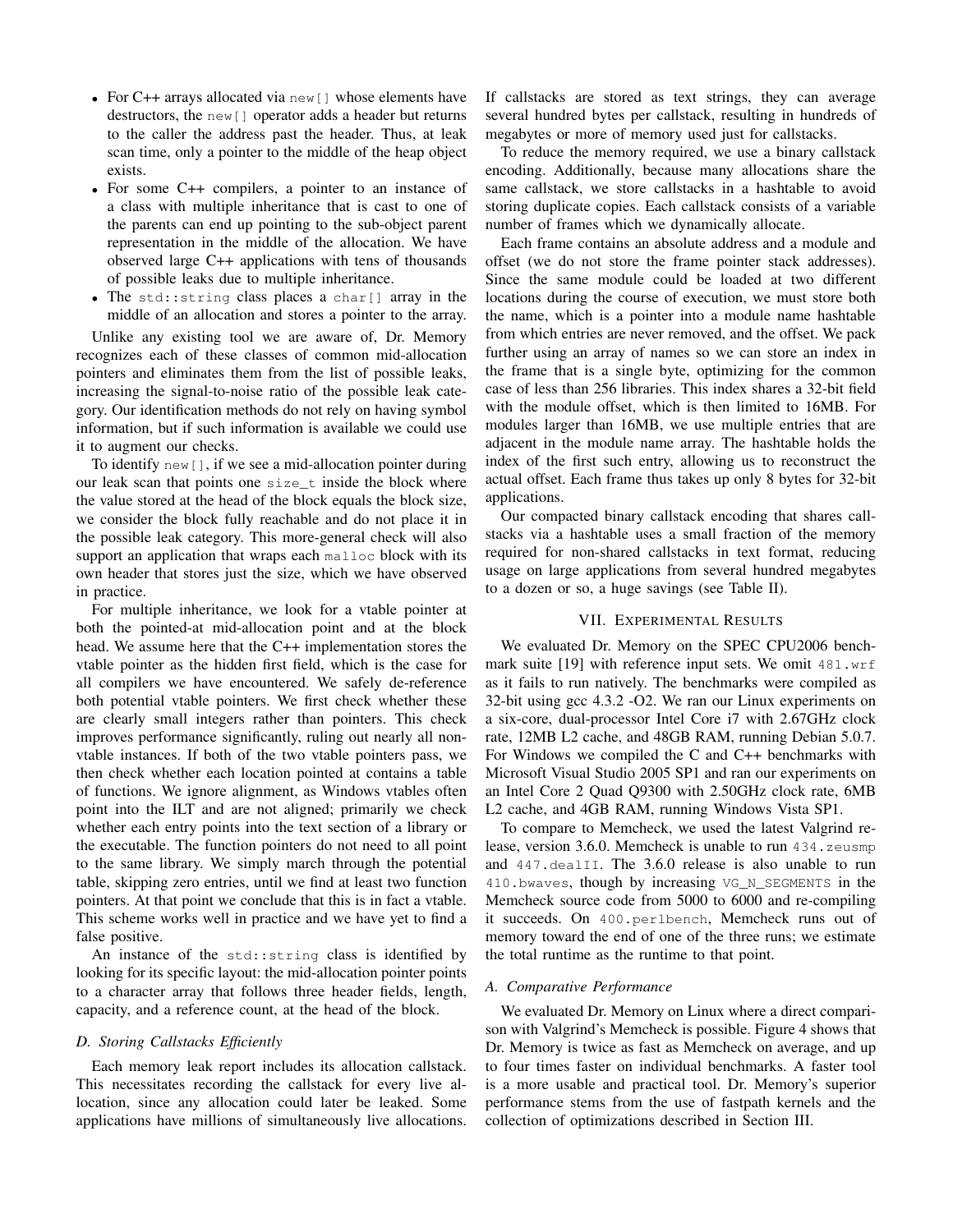- For C++ arrays allocated via `new[]` whose elements have destructors, the `new[]` operator adds a header but returns to the caller the address past the header. Thus, at leak scan time, only a pointer to the middle of the heap object exists.
- For some C++ compilers, a pointer to an instance of a class with multiple inheritance that is cast to one of the parents can end up pointing to the sub-object parent representation in the middle of the allocation. We have observed large C++ applications with tens of thousands of possible leaks due to multiple inheritance.
- The `std::string` class places a `char[]` array in the middle of an allocation and stores a pointer to the array.

Unlike any existing tool we are aware of, Dr. Memory recognizes each of these classes of common mid-allocation pointers and eliminates them from the list of possible leaks, increasing the signal-to-noise ratio of the possible leak category. Our identification methods do not rely on having symbol information, but if such information is available we could use it to augment our checks.

To identify `new[]`, if we see a mid-allocation pointer during our leak scan that points one `size_t` inside the block where the value stored at the head of the block equals the block size, we consider the block fully reachable and do not place it in the possible leak category. This more-general check will also support an application that wraps each `malloc` block with its own header that stores just the size, which we have observed in practice.

For multiple inheritance, we look for a vtable pointer at both the pointed-at mid-allocation point and at the block head. We assume here that the C++ implementation stores the vtable pointer as the hidden first field, which is the case for all compilers we have encountered. We safely de-reference both potential vtable pointers. We first check whether these are clearly small integers rather than pointers. This check improves performance significantly, ruling out nearly all non-vtable instances. If both of the two vtable pointers pass, we then check whether each location pointed at contains a table of functions. We ignore alignment, as Windows vtables often point into the ILT and are not aligned; primarily we check whether each entry points into the text section of a library or the executable. The function pointers do not need to all point to the same library. We simply march through the potential table, skipping zero entries, until we find at least two function pointers. At that point we conclude that this is in fact a vtable. This scheme works well in practice and we have yet to find a false positive.

An instance of the `std::string` class is identified by looking for its specific layout: the mid-allocation pointer points to a character array that follows three header fields, length, capacity, and a reference count, at the head of the block.

### D. Storing Callstacks Efficiently

Each memory leak report includes its allocation callstack. This necessitates recording the callstack for every live allocation, since any allocation could later be leaked. Some applications have millions of simultaneously live allocations. If callstacks are stored as text strings, they can average several hundred bytes per callstack, resulting in hundreds of megabytes or more of memory used just for callstacks.

To reduce the memory required, we use a binary callstack encoding. Additionally, because many allocations share the same callstack, we store callstacks in a hashtable to avoid storing duplicate copies. Each callstack consists of a variable number of frames which we dynamically allocate.

Each frame contains an absolute address and a module and offset (we do not store the frame pointer stack addresses). Since the same module could be loaded at two different locations during the course of execution, we must store both the name, which is a pointer into a module name hashtable from which entries are never removed, and the offset. We pack further using an array of names so we can store an index in the frame that is a single byte, optimizing for the common case of less than 256 libraries. This index shares a 32-bit field with the module offset, which is then limited to 16MB. For modules larger than 16MB, we use multiple entries that are adjacent in the module name array. The hashtable holds the index of the first such entry, allowing us to reconstruct the actual offset. Each frame thus takes up only 8 bytes for 32-bit applications.

Our compacted binary callstack encoding that shares callstacks via a hashtable uses a small fraction of the memory required for non-shared callstacks in text format, reducing usage on large applications from several hundred megabytes to a dozen or so, a huge savings (see Table II).

## VII. Experimental Results

We evaluated Dr. Memory on the SPEC CPU2006 benchmark suite [19] with reference input sets. We omit `481.wrf` as it fails to run natively. The benchmarks were compiled as 32-bit using gcc 4.3.2 -O2. We ran our Linux experiments on a six-core, dual-processor Intel Core i7 with 2.67GHz clock rate, 12MB L2 cache, and 48GB RAM, running Debian 5.0.7. For Windows we compiled the C and C++ benchmarks with Microsoft Visual Studio 2005 SP1 and ran our experiments on an Intel Core 2 Quad Q9300 with 2.50GHz clock rate, 6MB L2 cache, and 4GB RAM, running Windows Vista SP1.

To compare to Memcheck, we used the latest Valgrind release, version 3.6.0. Memcheck is unable to run `434.zeusmp` and `447.dealII`. The 3.6.0 release is also unable to run `410.bwaves`, though by increasing `VG_N_SEGMENTS` in the Memcheck source code from 5000 to 6000 and re-compiling it succeeds. On `400.perlbench`, Memcheck runs out of memory toward the end of one of the three runs; we estimate the total runtime as the runtime to that point.

### A. Comparative Performance

We evaluated Dr. Memory on Linux where a direct comparison with Valgrind's Memcheck is possible. Figure 4 shows that Dr. Memory is twice as fast as Memcheck on average, and up to four times faster on individual benchmarks. A faster tool is a more usable and practical tool. Dr. Memory's superior performance stems from the use of fastpath kernels and the collection of optimizations described in Section III.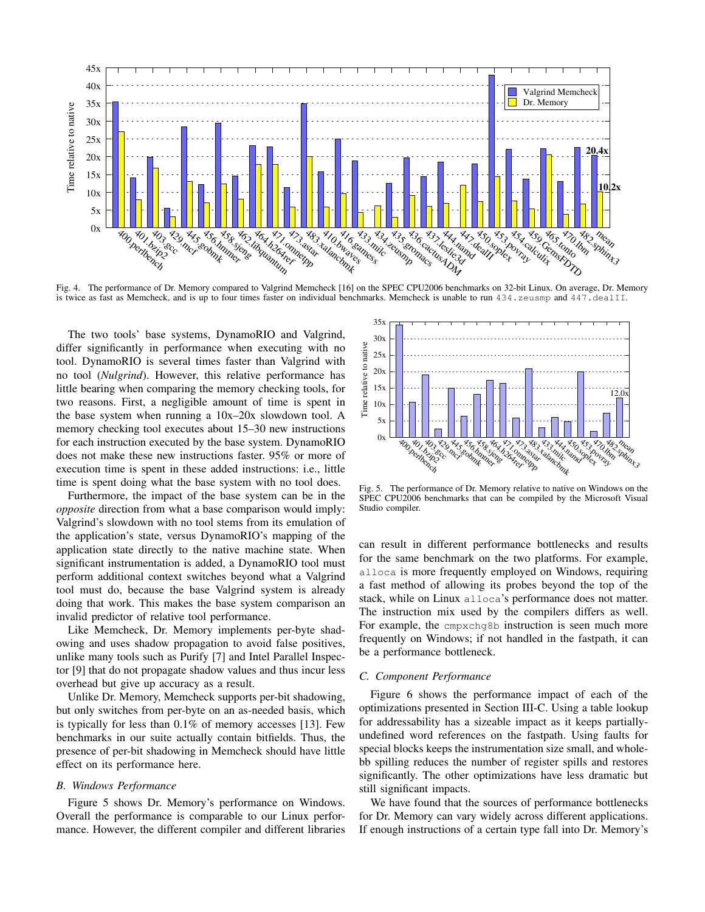Fig. 4. The performance of Dr. Memory compared to Valgrind Memcheck [16] on the SPEC CPU2006 benchmarks on 32-bit Linux. On average, Dr. Memory is twice as fast as Memcheck, and is up to four times faster on individual benchmarks. Memcheck is unable to run `434.zeusmp` and `447.dealII`.

The two tools' base systems, DynamoRIO and Valgrind, differ significantly in performance when executing with no tool. DynamoRIO is several times faster than Valgrind with no tool (*Nulgrind*). However, this relative performance has little bearing when comparing the memory checking tools, for two reasons. First, a negligible amount of time is spent in the base system when running a 10x–20x slowdown tool. A memory checking tool executes about 15–30 new instructions for each instruction executed by the base system. DynamoRIO does not make these new instructions faster. 95% or more of execution time is spent in these added instructions: i.e., little time is spent doing what the base system with no tool does.

Furthermore, the impact of the base system can be in the *opposite* direction from what a base comparison would imply: Valgrind's slowdown with no tool stems from its emulation of the application's state, versus DynamoRIO's mapping of the application state directly to the native machine state. When significant instrumentation is added, a DynamoRIO tool must perform additional context switches beyond what a Valgrind tool must do, because the base Valgrind system is already doing that work. This makes the base system comparison an invalid predictor of relative tool performance.

Like Memcheck, Dr. Memory implements per-byte shadowing and uses shadow propagation to avoid false positives, unlike many tools such as Purify [7] and Intel Parallel Inspector [9] that do not propagate shadow values and thus incur less overhead but give up accuracy as a result.

Unlike Dr. Memory, Memcheck supports per-bit shadowing, but only switches from per-byte on an as-needed basis, which is typically for less than 0.1% of memory accesses [13]. Few benchmarks in our suite actually contain bitfields. Thus, the presence of per-bit shadowing in Memcheck should have little effect on its performance here.

### B. Windows Performance

Figure 5 shows Dr. Memory's performance on Windows. Overall the performance is comparable to our Linux performance. However, the different compiler and different libraries can result in different performance bottlenecks and results for the same benchmark on the two platforms. For example, `alloca` is more frequently employed on Windows, requiring a fast method of allowing its probes beyond the top of the stack, while on Linux `alloca`'s performance does not matter. The instruction mix used by the compilers differs as well. For example, the `cmpxchg8b` instruction is seen much more frequently on Windows; if not handled in the fastpath, it can be a performance bottleneck.

Fig. 5. The performance of Dr. Memory relative to native on Windows on the SPEC CPU2006 benchmarks that can be compiled by the Microsoft Visual Studio compiler.

### C. Component Performance

Figure 6 shows the performance impact of each of the optimizations presented in Section III-C. Using a table lookup for addressability has a sizeable impact as it keeps partially-undefined word references on the fastpath. Using faults for special blocks keeps the instrumentation size small, and whole-bb spilling reduces the number of register spills and restores significantly. The other optimizations have less dramatic but still significant impacts.

We have found that the sources of performance bottlenecks for Dr. Memory can vary widely across different applications. If enough instructions of a certain type fall into Dr. Memory's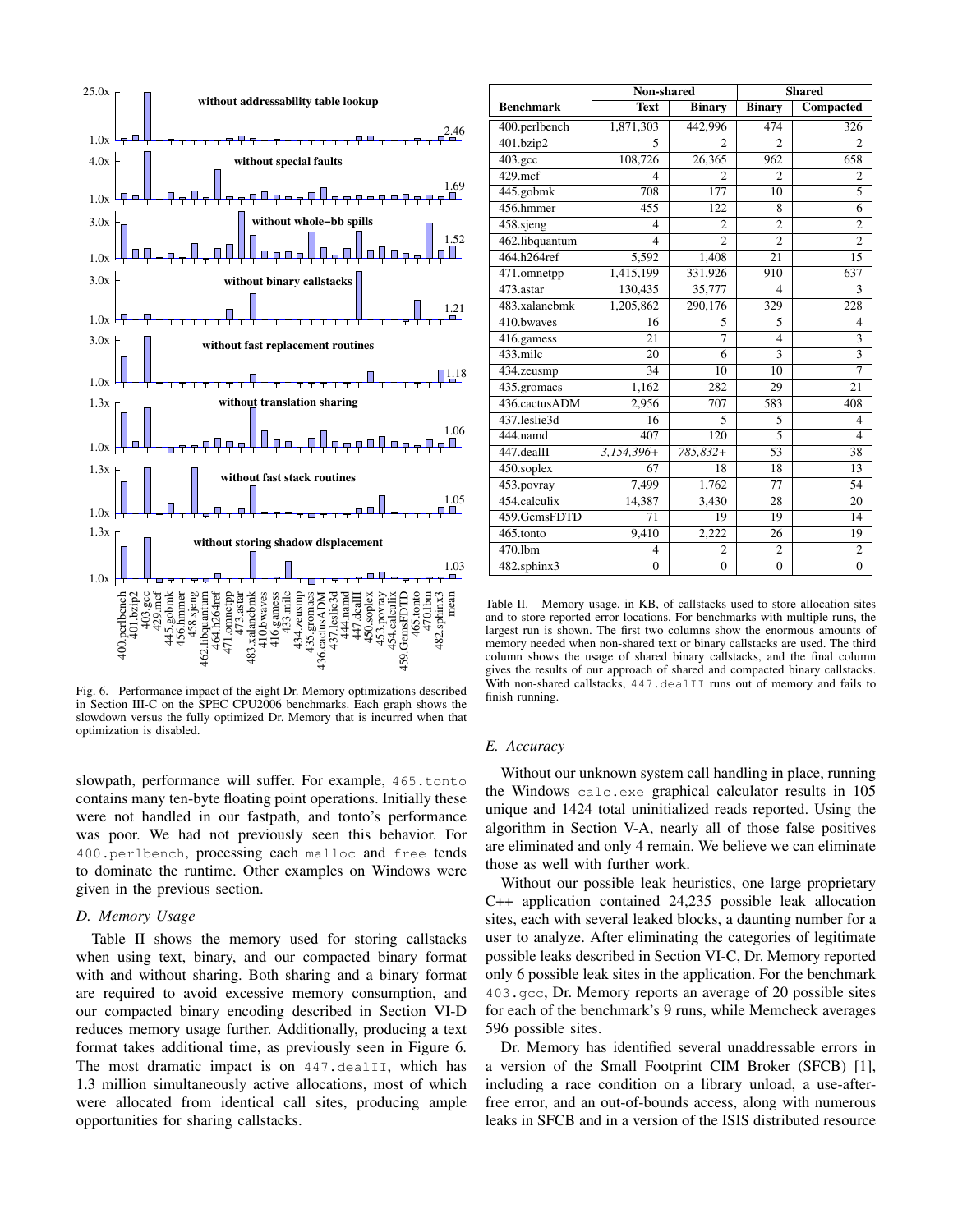Fig. 6. Performance impact of the eight Dr. Memory optimizations described in Section III-C on the SPEC CPU2006 benchmarks. Each graph shows the slowdown versus the fully optimized Dr. Memory that is incurred when that optimization is disabled.

slowpath, performance will suffer. For example, `465.tonto` contains many ten-byte floating point operations. Initially these were not handled in our fastpath, and tonto's performance was poor. We had not previously seen this behavior. For `400.perlbench`, processing each `malloc` and `free` tends to dominate the runtime. Other examples on Windows were given in the previous section.

### D. Memory Usage

Table II shows the memory used for storing callstacks when using text, binary, and our compacted binary format with and without sharing. Both sharing and a binary format are required to avoid excessive memory consumption, and our compacted binary encoding described in Section VI-D reduces memory usage further. Additionally, producing a text format takes additional time, as previously seen in Figure 6. The most dramatic impact is on `447.dealII`, which has 1.3 million simultaneously active allocations, most of which were allocated from identical call sites, producing ample opportunities for sharing callstacks.

| | Non-shared | | Shared | |
|---|---|---|---|---|
| **Benchmark** | **Text** | **Binary** | **Binary** | **Compacted** |
| 400.perlbench | 1,871,303 | 442,996 | 474 | 326 |
| 401.bzip2 | 5 | 2 | 2 | 2 |
| 403.gcc | 108,726 | 26,365 | 962 | 658 |
| 429.mcf | 4 | 2 | 2 | 2 |
| 445.gobmk | 708 | 177 | 10 | 5 |
| 456.hmmer | 455 | 122 | 8 | 6 |
| 458.sjeng | 4 | 2 | 2 | 2 |
| 462.libquantum | 4 | 2 | 2 | 2 |
| 464.h264ref | 5,592 | 1,408 | 21 | 15 |
| 471.omnetpp | 1,415,199 | 331,926 | 910 | 637 |
| 473.astar | 130,435 | 35,777 | 4 | 3 |
| 483.xalancbmk | 1,205,862 | 290,176 | 329 | 228 |
| 410.bwaves | 16 | 5 | 5 | 4 |
| 416.gamess | 21 | 7 | 4 | 3 |
| 433.milc | 20 | 6 | 3 | 3 |
| 434.zeusmp | 34 | 10 | 10 | 7 |
| 435.gromacs | 1,162 | 282 | 29 | 21 |
| 436.cactusADM | 2,956 | 707 | 583 | 408 |
| 437.leslie3d | 16 | 5 | 5 | 4 |
| 444.namd | 407 | 120 | 5 | 4 |
| 447.dealII | *3,154,396+* | *785,832+* | 53 | 38 |
| 450.soplex | 67 | 18 | 18 | 13 |
| 453.povray | 7,499 | 1,762 | 77 | 54 |
| 454.calculix | 14,387 | 3,430 | 28 | 20 |
| 459.GemsFDTD | 71 | 19 | 19 | 14 |
| 465.tonto | 9,410 | 2,222 | 26 | 19 |
| 470.lbm | 4 | 2 | 2 | 2 |
| 482.sphinx3 | 0 | 0 | 0 | 0 |

Table II. Memory usage, in KB, of callstacks used to store allocation sites and to store reported error locations. For benchmarks with multiple runs, the largest run is shown. The first two columns show the enormous amounts of memory needed when non-shared text or binary callstacks are used. The third column shows the usage of shared binary callstacks, and the final column gives the results of our approach of shared and compacted binary callstacks. With non-shared callstacks, `447.dealII` runs out of memory and fails to finish running.

### E. Accuracy

Without our unknown system call handling in place, running the Windows `calc.exe` graphical calculator results in 105 unique and 1424 total uninitialized reads reported. Using the algorithm in Section V-A, nearly all of those false positives are eliminated and only 4 remain. We believe we can eliminate those as well with further work.

Without our possible leak heuristics, one large proprietary C++ application contained 24,235 possible leak allocation sites, each with several leaked blocks, a daunting number for a user to analyze. After eliminating the categories of legitimate possible leaks described in Section VI-C, Dr. Memory reported only 6 possible leak sites in the application. For the benchmark `403.gcc`, Dr. Memory reports an average of 20 possible sites for each of the benchmark's 9 runs, while Memcheck averages 596 possible sites.

Dr. Memory has identified several unaddressable errors in a version of the Small Footprint CIM Broker (SFCB) [1], including a race condition on a library unload, a use-after-free error, and an out-of-bounds access, along with numerous leaks in SFCB and in a version of the ISIS distributed resource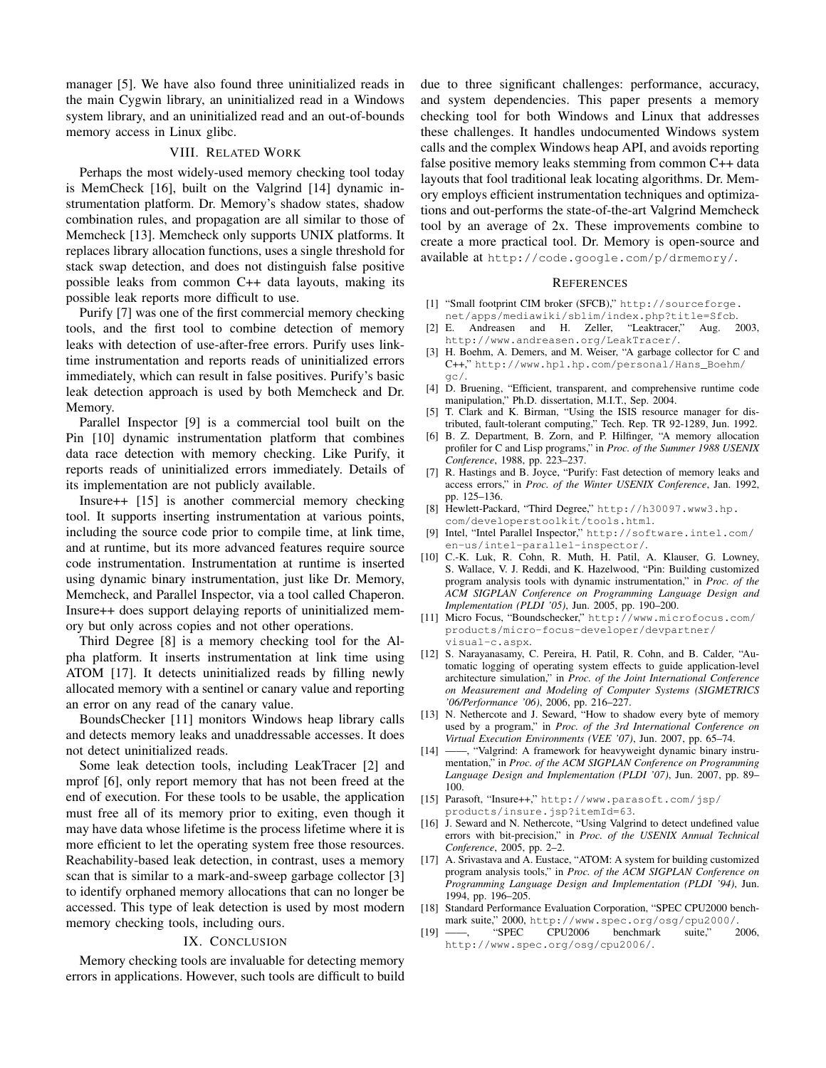manager [5]. We have also found three uninitialized reads in the main Cygwin library, an uninitialized read in a Windows system library, and an uninitialized read and an out-of-bounds memory access in Linux glibc.

## VIII. Related Work

Perhaps the most widely-used memory checking tool today is MemCheck [16], built on the Valgrind [14] dynamic instrumentation platform. Dr. Memory's shadow states, shadow combination rules, and propagation are all similar to those of Memcheck [13]. Memcheck only supports UNIX platforms. It replaces library allocation functions, uses a single threshold for stack swap detection, and does not distinguish false positive possible leaks from common C++ data layouts, making its possible leak reports more difficult to use.

Purify [7] was one of the first commercial memory checking tools, and the first tool to combine detection of memory leaks with detection of use-after-free errors. Purify uses link-time instrumentation and reports reads of uninitialized errors immediately, which can result in false positives. Purify's basic leak detection approach is used by both Memcheck and Dr. Memory.

Parallel Inspector [9] is a commercial tool built on the Pin [10] dynamic instrumentation platform that combines data race detection with memory checking. Like Purify, it reports reads of uninitialized errors immediately. Details of its implementation are not publicly available.

Insure++ [15] is another commercial memory checking tool. It supports inserting instrumentation at various points, including the source code prior to compile time, at link time, and at runtime, but its more advanced features require source code instrumentation. Instrumentation at runtime is inserted using dynamic binary instrumentation, just like Dr. Memory, Memcheck, and Parallel Inspector, via a tool called Chaperon. Insure++ does support delaying reports of uninitialized memory but only across copies and not other operations.

Third Degree [8] is a memory checking tool for the Alpha platform. It inserts instrumentation at link time using ATOM [17]. It detects uninitialized reads by filling newly allocated memory with a sentinel or canary value and reporting an error on any read of the canary value.

BoundsChecker [11] monitors Windows heap library calls and detects memory leaks and unaddressable accesses. It does not detect uninitialized reads.

Some leak detection tools, including LeakTracer [2] and mprof [6], only report memory that has not been freed at the end of execution. For these tools to be usable, the application must free all of its memory prior to exiting, even though it may have data whose lifetime is the process lifetime where it is more efficient to let the operating system free those resources. Reachability-based leak detection, in contrast, uses a memory scan that is similar to a mark-and-sweep garbage collector [3] to identify orphaned memory allocations that can no longer be accessed. This type of leak detection is used by most modern memory checking tools, including ours.

## IX. Conclusion

Memory checking tools are invaluable for detecting memory errors in applications. However, such tools are difficult to build due to three significant challenges: performance, accuracy, and system dependencies. This paper presents a memory checking tool for both Windows and Linux that addresses these challenges. It handles undocumented Windows system calls and the complex Windows heap API, and avoids reporting false positive memory leaks stemming from common C++ data layouts that fool traditional leak locating algorithms. Dr. Memory employs efficient instrumentation techniques and optimizations and out-performs the state-of-the-art Valgrind Memcheck tool by an average of 2x. These improvements combine to create a more practical tool. Dr. Memory is open-source and available at `http://code.google.com/p/drmemory/`.

## References

[1] "Small footprint CIM broker (SFCB)," `http://sourceforge.net/apps/mediawiki/sblim/index.php?title=Sfcb`.

[2] E. Andreasen and H. Zeller, "Leaktracer," Aug. 2003, `http://www.andreasen.org/LeakTracer/`.

[3] H. Boehm, A. Demers, and M. Weiser, "A garbage collector for C and C++," `http://www.hpl.hp.com/personal/Hans_Boehm/gc/`.

[4] D. Bruening, "Efficient, transparent, and comprehensive runtime code manipulation," Ph.D. dissertation, M.I.T., Sep. 2004.

[5] T. Clark and K. Birman, "Using the ISIS resource manager for distributed, fault-tolerant computing," Tech. Rep. TR 92-1289, Jun. 1992.

[6] B. Z. Department, B. Zorn, and P. Hilfinger, "A memory allocation profiler for C and Lisp programs," in *Proc. of the Summer 1988 USENIX Conference*, 1988, pp. 223–237.

[7] R. Hastings and B. Joyce, "Purify: Fast detection of memory leaks and access errors," in *Proc. of the Winter USENIX Conference*, Jan. 1992, pp. 125–136.

[8] Hewlett-Packard, "Third Degree," `http://h30097.www3.hp.com/developerstoolkit/tools.html`.

[9] Intel, "Intel Parallel Inspector," `http://software.intel.com/en-us/intel-parallel-inspector/`.

[10] C.-K. Luk, R. Cohn, R. Muth, H. Patil, A. Klauser, G. Lowney, S. Wallace, V. J. Reddi, and K. Hazelwood, "Pin: Building customized program analysis tools with dynamic instrumentation," in *Proc. of the ACM SIGPLAN Conference on Programming Language Design and Implementation (PLDI '05)*, Jun. 2005, pp. 190–200.

[11] Micro Focus, "Boundschecker," `http://www.microfocus.com/products/micro-focus-developer/devpartner/visual-c.aspx`.

[12] S. Narayanasamy, C. Pereira, H. Patil, R. Cohn, and B. Calder, "Automatic logging of operating system effects to guide application-level architecture simulation," in *Proc. of the Joint International Conference on Measurement and Modeling of Computer Systems (SIGMETRICS '06/Performance '06)*, 2006, pp. 216–227.

[13] N. Nethercote and J. Seward, "How to shadow every byte of memory used by a program," in *Proc. of the 3rd International Conference on Virtual Execution Environments (VEE '07)*, Jun. 2007, pp. 65–74.

[14] ——, "Valgrind: A framework for heavyweight dynamic binary instrumentation," in *Proc. of the ACM SIGPLAN Conference on Programming Language Design and Implementation (PLDI '07)*, Jun. 2007, pp. 89–100.

[15] Parasoft, "Insure++," `http://www.parasoft.com/jsp/products/insure.jsp?itemId=63`.

[16] J. Seward and N. Nethercote, "Using Valgrind to detect undefined value errors with bit-precision," in *Proc. of the USENIX Annual Technical Conference*, 2005, pp. 2–2.

[17] A. Srivastava and A. Eustace, "ATOM: A system for building customized program analysis tools," in *Proc. of the ACM SIGPLAN Conference on Programming Language Design and Implementation (PLDI '94)*, Jun. 1994, pp. 196–205.

[18] Standard Performance Evaluation Corporation, "SPEC CPU2000 benchmark suite," 2000, `http://www.spec.org/osg/cpu2000/`.

[19] ——, "SPEC CPU2006 benchmark suite," 2006, `http://www.spec.org/osg/cpu2006/`.